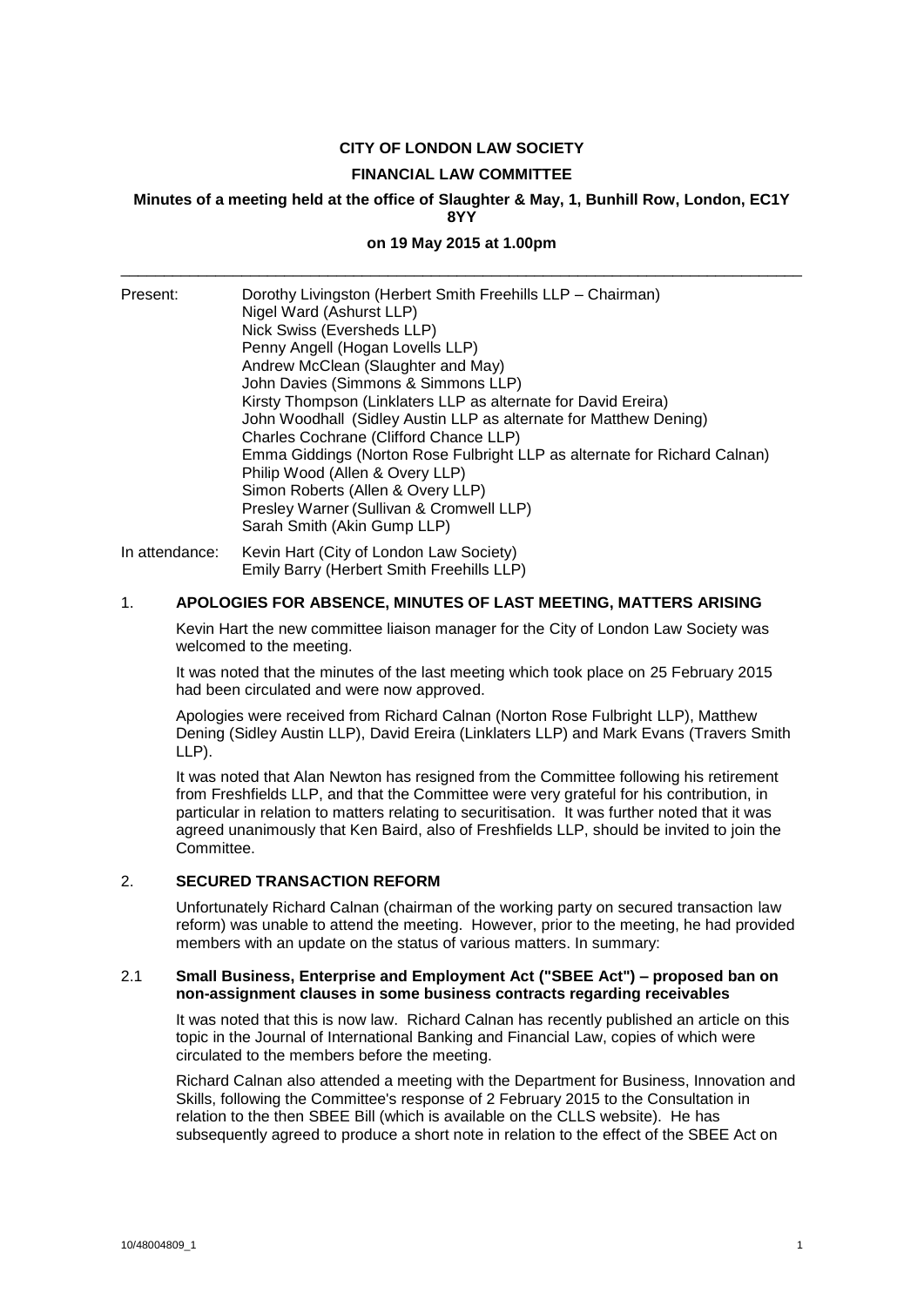**CITY OF LONDON LAW SOCIETY**

**FINANCIAL LAW COMMITTEE**

**Minutes of a meeting held at the office of Slaughter & May, 1, Bunhill Row, London, EC1Y 8YY**

**on 19 May 2015 at 1.00pm**

---

Present:
- Dorothy Livingston (Herbert Smith Freehills LLP – Chairman)
- Nigel Ward (Ashurst LLP)
- Nick Swiss (Eversheds LLP)
- Penny Angell (Hogan Lovells LLP)
- Andrew McClean (Slaughter and May)
- John Davies (Simmons & Simmons LLP)
- Kirsty Thompson (Linklaters LLP as alternate for David Ereira)
- John Woodhall (Sidley Austin LLP as alternate for Matthew Dening)
- Charles Cochrane (Clifford Chance LLP)
- Emma Giddings (Norton Rose Fulbright LLP as alternate for Richard Calnan)
- Philip Wood (Allen & Overy LLP)
- Simon Roberts (Allen & Overy LLP)
- Presley Warner (Sullivan & Cromwell LLP)
- Sarah Smith (Akin Gump LLP)

In attendance:
- Kevin Hart (City of London Law Society)
- Emily Barry (Herbert Smith Freehills LLP)

## 1. APOLOGIES FOR ABSENCE, MINUTES OF LAST MEETING, MATTERS ARISING

Kevin Hart the new committee liaison manager for the City of London Law Society was welcomed to the meeting.

It was noted that the minutes of the last meeting which took place on 25 February 2015 had been circulated and were now approved.

Apologies were received from Richard Calnan (Norton Rose Fulbright LLP), Matthew Dening (Sidley Austin LLP), David Ereira (Linklaters LLP) and Mark Evans (Travers Smith LLP).

It was noted that Alan Newton has resigned from the Committee following his retirement from Freshfields LLP, and that the Committee were very grateful for his contribution, in particular in relation to matters relating to securitisation. It was further noted that it was agreed unanimously that Ken Baird, also of Freshfields LLP, should be invited to join the Committee.

## 2. SECURED TRANSACTION REFORM

Unfortunately Richard Calnan (chairman of the working party on secured transaction law reform) was unable to attend the meeting. However, prior to the meeting, he had provided members with an update on the status of various matters. In summary:

### 2.1 Small Business, Enterprise and Employment Act ("SBEE Act") – proposed ban on non-assignment clauses in some business contracts regarding receivables

It was noted that this is now law. Richard Calnan has recently published an article on this topic in the Journal of International Banking and Financial Law, copies of which were circulated to the members before the meeting.

Richard Calnan also attended a meeting with the Department for Business, Innovation and Skills, following the Committee's response of 2 February 2015 to the Consultation in relation to the then SBEE Bill (which is available on the CLLS website). He has subsequently agreed to produce a short note in relation to the effect of the SBEE Act on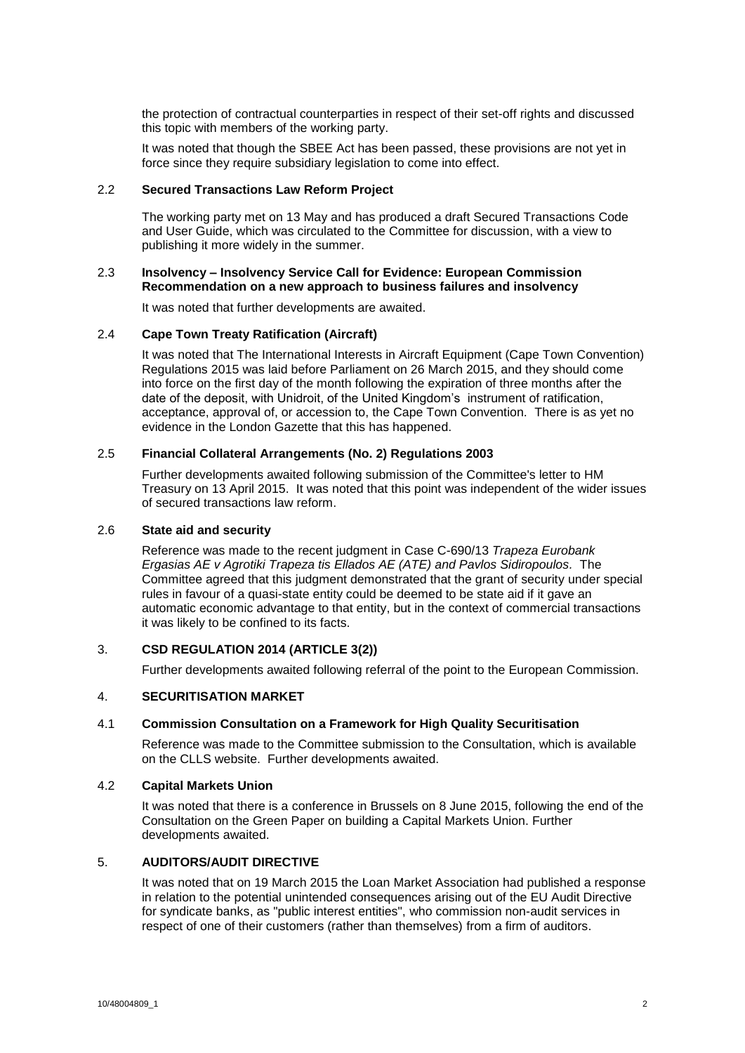the protection of contractual counterparties in respect of their set-off rights and discussed this topic with members of the working party.

It was noted that though the SBEE Act has been passed, these provisions are not yet in force since they require subsidiary legislation to come into effect.

### 2.2 Secured Transactions Law Reform Project

The working party met on 13 May and has produced a draft Secured Transactions Code and User Guide, which was circulated to the Committee for discussion, with a view to publishing it more widely in the summer.

### 2.3 Insolvency – Insolvency Service Call for Evidence: European Commission Recommendation on a new approach to business failures and insolvency

It was noted that further developments are awaited.

### 2.4 Cape Town Treaty Ratification (Aircraft)

It was noted that The International Interests in Aircraft Equipment (Cape Town Convention) Regulations 2015 was laid before Parliament on 26 March 2015, and they should come into force on the first day of the month following the expiration of three months after the date of the deposit, with Unidroit, of the United Kingdom's instrument of ratification, acceptance, approval of, or accession to, the Cape Town Convention. There is as yet no evidence in the London Gazette that this has happened.

### 2.5 Financial Collateral Arrangements (No. 2) Regulations 2003

Further developments awaited following submission of the Committee's letter to HM Treasury on 13 April 2015. It was noted that this point was independent of the wider issues of secured transactions law reform.

### 2.6 State aid and security

Reference was made to the recent judgment in Case C-690/13 *Trapeza Eurobank Ergasias AE v Agrotiki Trapeza tis Ellados AE (ATE) and Pavlos Sidiropoulos*. The Committee agreed that this judgment demonstrated that the grant of security under special rules in favour of a quasi-state entity could be deemed to be state aid if it gave an automatic economic advantage to that entity, but in the context of commercial transactions it was likely to be confined to its facts.

## 3. CSD REGULATION 2014 (ARTICLE 3(2))

Further developments awaited following referral of the point to the European Commission.

## 4. SECURITISATION MARKET

### 4.1 Commission Consultation on a Framework for High Quality Securitisation

Reference was made to the Committee submission to the Consultation, which is available on the CLLS website. Further developments awaited.

### 4.2 Capital Markets Union

It was noted that there is a conference in Brussels on 8 June 2015, following the end of the Consultation on the Green Paper on building a Capital Markets Union. Further developments awaited.

## 5. AUDITORS/AUDIT DIRECTIVE

It was noted that on 19 March 2015 the Loan Market Association had published a response in relation to the potential unintended consequences arising out of the EU Audit Directive for syndicate banks, as "public interest entities", who commission non-audit services in respect of one of their customers (rather than themselves) from a firm of auditors.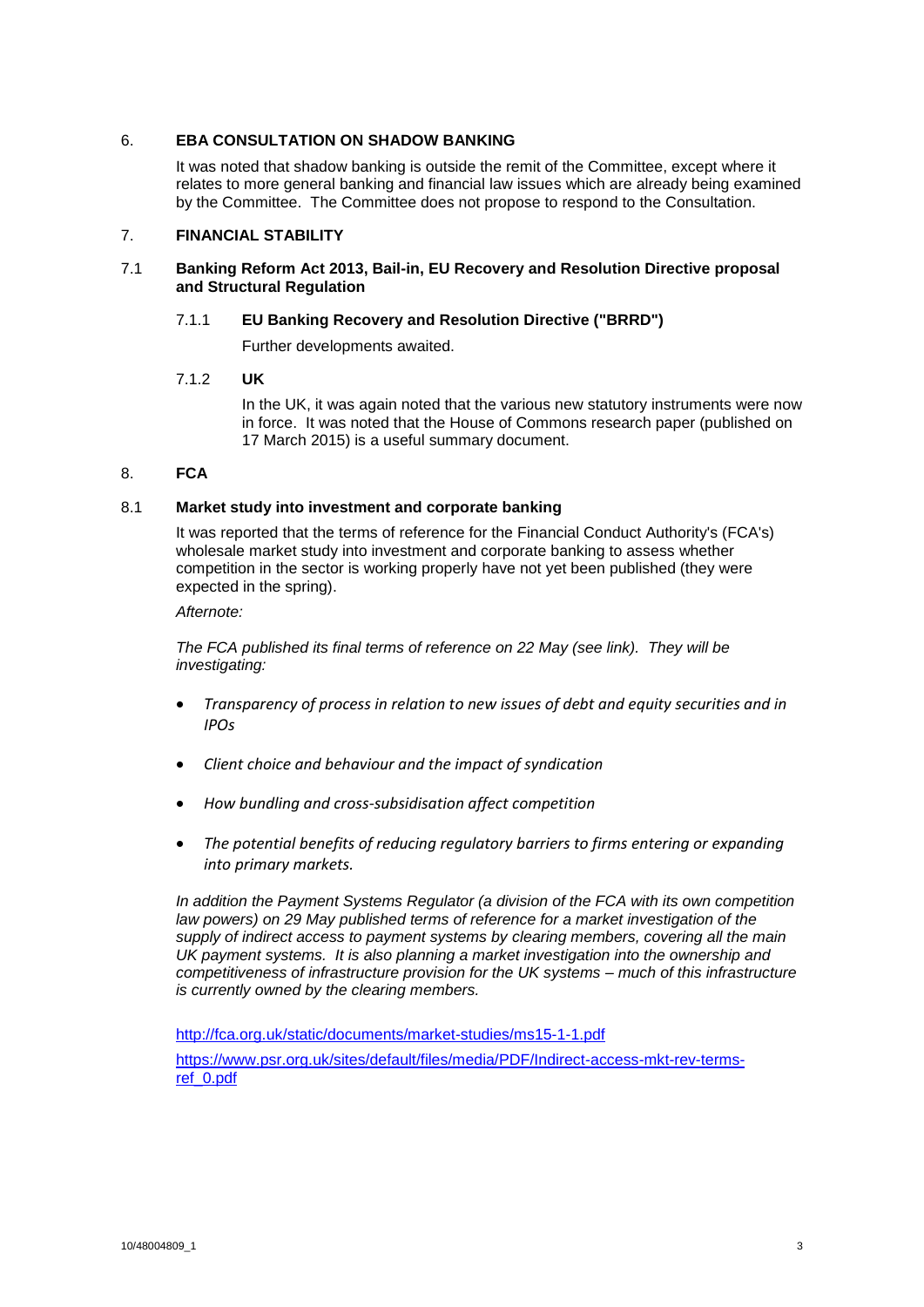## 6. EBA CONSULTATION ON SHADOW BANKING

It was noted that shadow banking is outside the remit of the Committee, except where it relates to more general banking and financial law issues which are already being examined by the Committee. The Committee does not propose to respond to the Consultation.

## 7. FINANCIAL STABILITY

### 7.1 Banking Reform Act 2013, Bail-in, EU Recovery and Resolution Directive proposal and Structural Regulation

#### 7.1.1 EU Banking Recovery and Resolution Directive ("BRRD")

Further developments awaited.

#### 7.1.2 UK

In the UK, it was again noted that the various new statutory instruments were now in force. It was noted that the House of Commons research paper (published on 17 March 2015) is a useful summary document.

## 8. FCA

### 8.1 Market study into investment and corporate banking

It was reported that the terms of reference for the Financial Conduct Authority's (FCA's) wholesale market study into investment and corporate banking to assess whether competition in the sector is working properly have not yet been published (they were expected in the spring).

*Afternote:*

*The FCA published its final terms of reference on 22 May (see link). They will be investigating:*

- *Transparency of process in relation to new issues of debt and equity securities and in IPOs*
- *Client choice and behaviour and the impact of syndication*
- *How bundling and cross-subsidisation affect competition*
- *The potential benefits of reducing regulatory barriers to firms entering or expanding into primary markets.*

*In addition the Payment Systems Regulator (a division of the FCA with its own competition law powers) on 29 May published terms of reference for a market investigation of the supply of indirect access to payment systems by clearing members, covering all the main UK payment systems. It is also planning a market investigation into the ownership and competitiveness of infrastructure provision for the UK systems – much of this infrastructure is currently owned by the clearing members.*

http://fca.org.uk/static/documents/market-studies/ms15-1-1.pdf

https://www.psr.org.uk/sites/default/files/media/PDF/Indirect-access-mkt-rev-terms-ref_0.pdf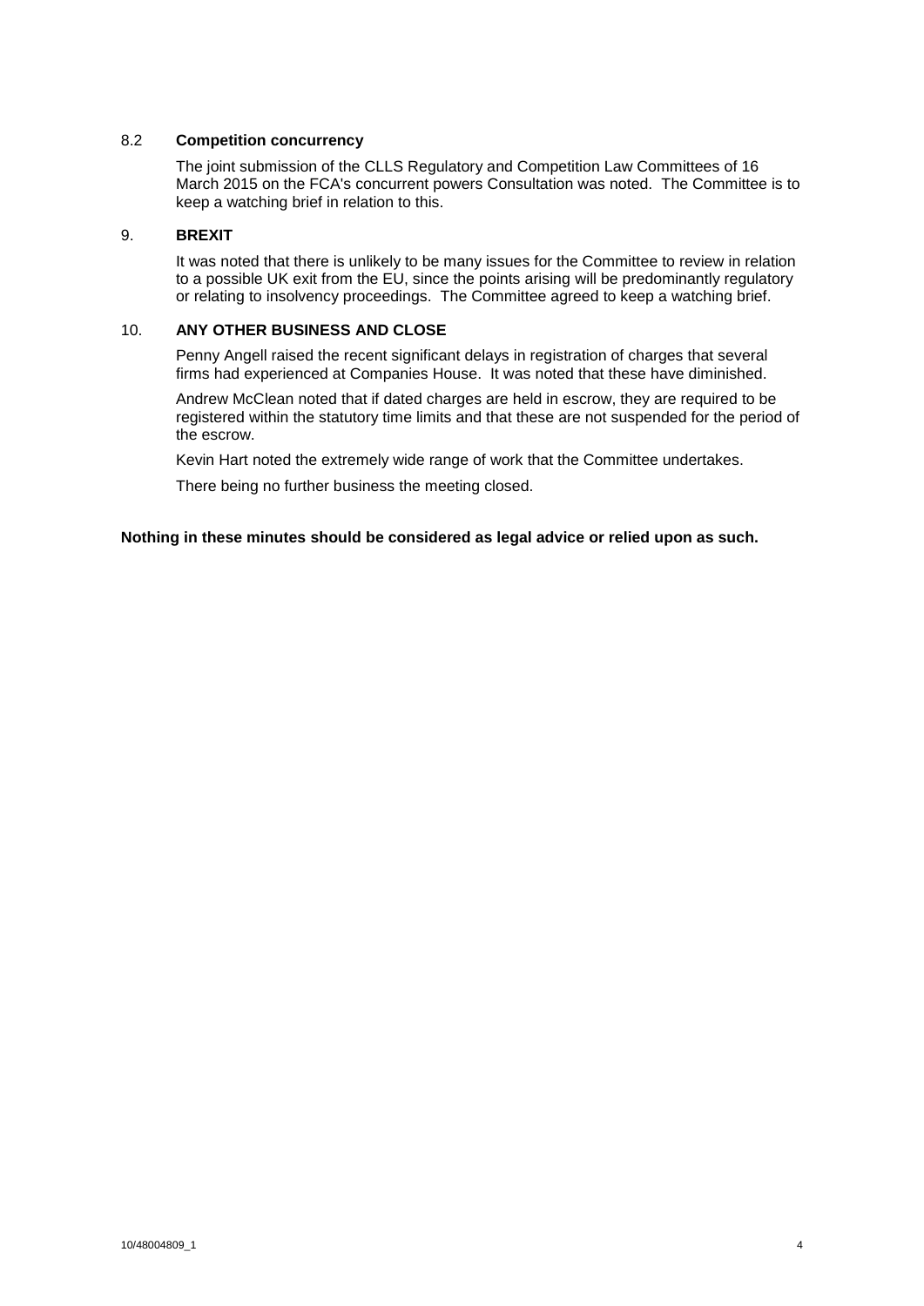### 8.2 Competition concurrency

The joint submission of the CLLS Regulatory and Competition Law Committees of 16 March 2015 on the FCA's concurrent powers Consultation was noted. The Committee is to keep a watching brief in relation to this.

## 9. BREXIT

It was noted that there is unlikely to be many issues for the Committee to review in relation to a possible UK exit from the EU, since the points arising will be predominantly regulatory or relating to insolvency proceedings. The Committee agreed to keep a watching brief.

## 10. ANY OTHER BUSINESS AND CLOSE

Penny Angell raised the recent significant delays in registration of charges that several firms had experienced at Companies House. It was noted that these have diminished.

Andrew McClean noted that if dated charges are held in escrow, they are required to be registered within the statutory time limits and that these are not suspended for the period of the escrow.

Kevin Hart noted the extremely wide range of work that the Committee undertakes.

There being no further business the meeting closed.

**Nothing in these minutes should be considered as legal advice or relied upon as such.**

10/48004809_1